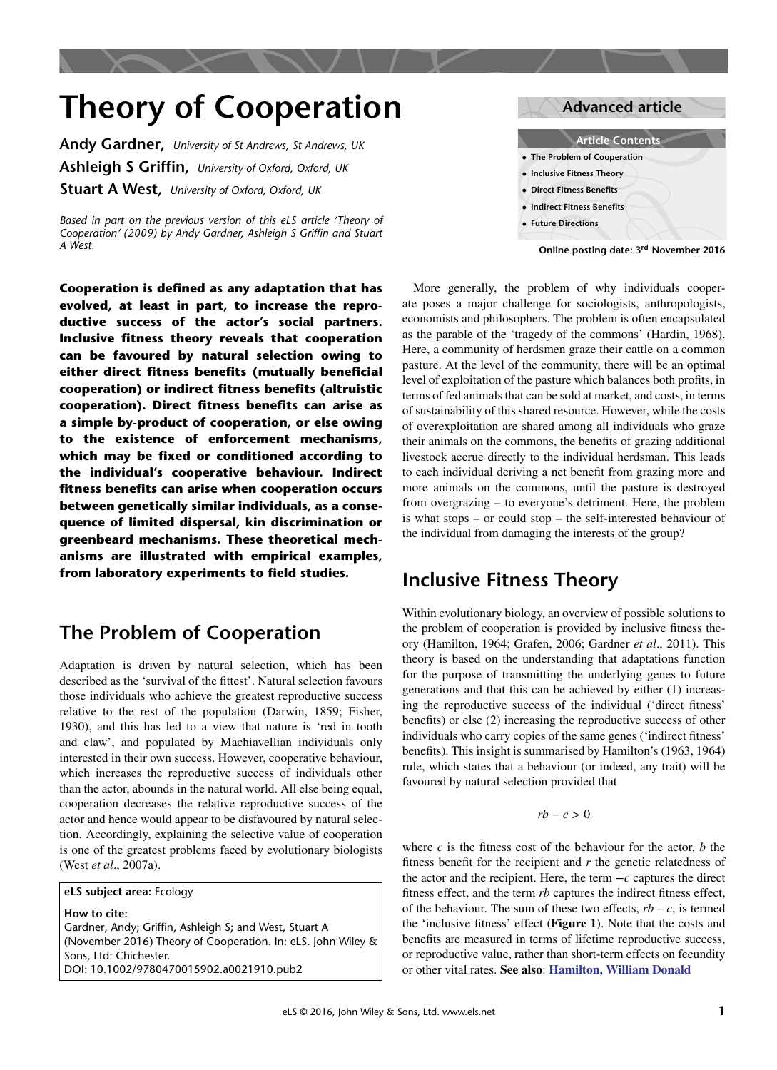# Theory of Cooperation

**Andy Gardner,** *University of St Andrews, St Andrews, UK*
**Ashleigh S Griffin,** *University of Oxford, Oxford, UK*
**Stuart A West,** *University of Oxford, Oxford, UK*

*Based in part on the previous version of this eLS article 'Theory of Cooperation' (2009) by Andy Gardner, Ashleigh S Griffin and Stuart A West.*

**Advanced article**

**Article Contents**

- The Problem of Cooperation
- Inclusive Fitness Theory
- Direct Fitness Benefits
- Indirect Fitness Benefits
- Future Directions

**Online posting date: 3rd November 2016**

**Cooperation is defined as any adaptation that has evolved, at least in part, to increase the reproductive success of the actor's social partners. Inclusive fitness theory reveals that cooperation can be favoured by natural selection owing to either direct fitness benefits (mutually beneficial cooperation) or indirect fitness benefits (altruistic cooperation). Direct fitness benefits can arise as a simple by-product of cooperation, or else owing to the existence of enforcement mechanisms, which may be fixed or conditioned according to the individual's cooperative behaviour. Indirect fitness benefits can arise when cooperation occurs between genetically similar individuals, as a consequence of limited dispersal, kin discrimination or greenbeard mechanisms. These theoretical mechanisms are illustrated with empirical examples, from laboratory experiments to field studies.**

## The Problem of Cooperation

Adaptation is driven by natural selection, which has been described as the 'survival of the fittest'. Natural selection favours those individuals who achieve the greatest reproductive success relative to the rest of the population (Darwin, 1859; Fisher, 1930), and this has led to a view that nature is 'red in tooth and claw', and populated by Machiavellian individuals only interested in their own success. However, cooperative behaviour, which increases the reproductive success of individuals other than the actor, abounds in the natural world. All else being equal, cooperation decreases the relative reproductive success of the actor and hence would appear to be disfavoured by natural selection. Accordingly, explaining the selective value of cooperation is one of the greatest problems faced by evolutionary biologists (West *et al*., 2007a).

**eLS subject area:** Ecology

**How to cite:**
Gardner, Andy; Griffin, Ashleigh S; and West, Stuart A (November 2016) Theory of Cooperation. In: eLS. John Wiley & Sons, Ltd: Chichester.
DOI: 10.1002/9780470015902.a0021910.pub2

More generally, the problem of why individuals cooperate poses a major challenge for sociologists, anthropologists, economists and philosophers. The problem is often encapsulated as the parable of the 'tragedy of the commons' (Hardin, 1968). Here, a community of herdsmen graze their cattle on a common pasture. At the level of the community, there will be an optimal level of exploitation of the pasture which balances both profits, in terms of fed animals that can be sold at market, and costs, in terms of sustainability of this shared resource. However, while the costs of overexploitation are shared among all individuals who graze their animals on the commons, the benefits of grazing additional livestock accrue directly to the individual herdsman. This leads to each individual deriving a net benefit from grazing more and more animals on the commons, until the pasture is destroyed from overgrazing – to everyone's detriment. Here, the problem is what stops – or could stop – the self-interested behaviour of the individual from damaging the interests of the group?

## Inclusive Fitness Theory

Within evolutionary biology, an overview of possible solutions to the problem of cooperation is provided by inclusive fitness theory (Hamilton, 1964; Grafen, 2006; Gardner *et al*., 2011). This theory is based on the understanding that adaptations function for the purpose of transmitting the underlying genes to future generations and that this can be achieved by either (1) increasing the reproductive success of the individual ('direct fitness' benefits) or else (2) increasing the reproductive success of other individuals who carry copies of the same genes ('indirect fitness' benefits). This insight is summarised by Hamilton's (1963, 1964) rule, which states that a behaviour (or indeed, any trait) will be favoured by natural selection provided that

$$rb - c > 0$$

where $c$ is the fitness cost of the behaviour for the actor, $b$ the fitness benefit for the recipient and $r$ the genetic relatedness of the actor and the recipient. Here, the term $-c$ captures the direct fitness effect, and the term $rb$ captures the indirect fitness effect, of the behaviour. The sum of these two effects, $rb - c$, is termed the 'inclusive fitness' effect (**Figure 1**). Note that the costs and benefits are measured in terms of lifetime reproductive success, or reproductive value, rather than short-term effects on fecundity or other vital rates. **See also**: Hamilton, William Donald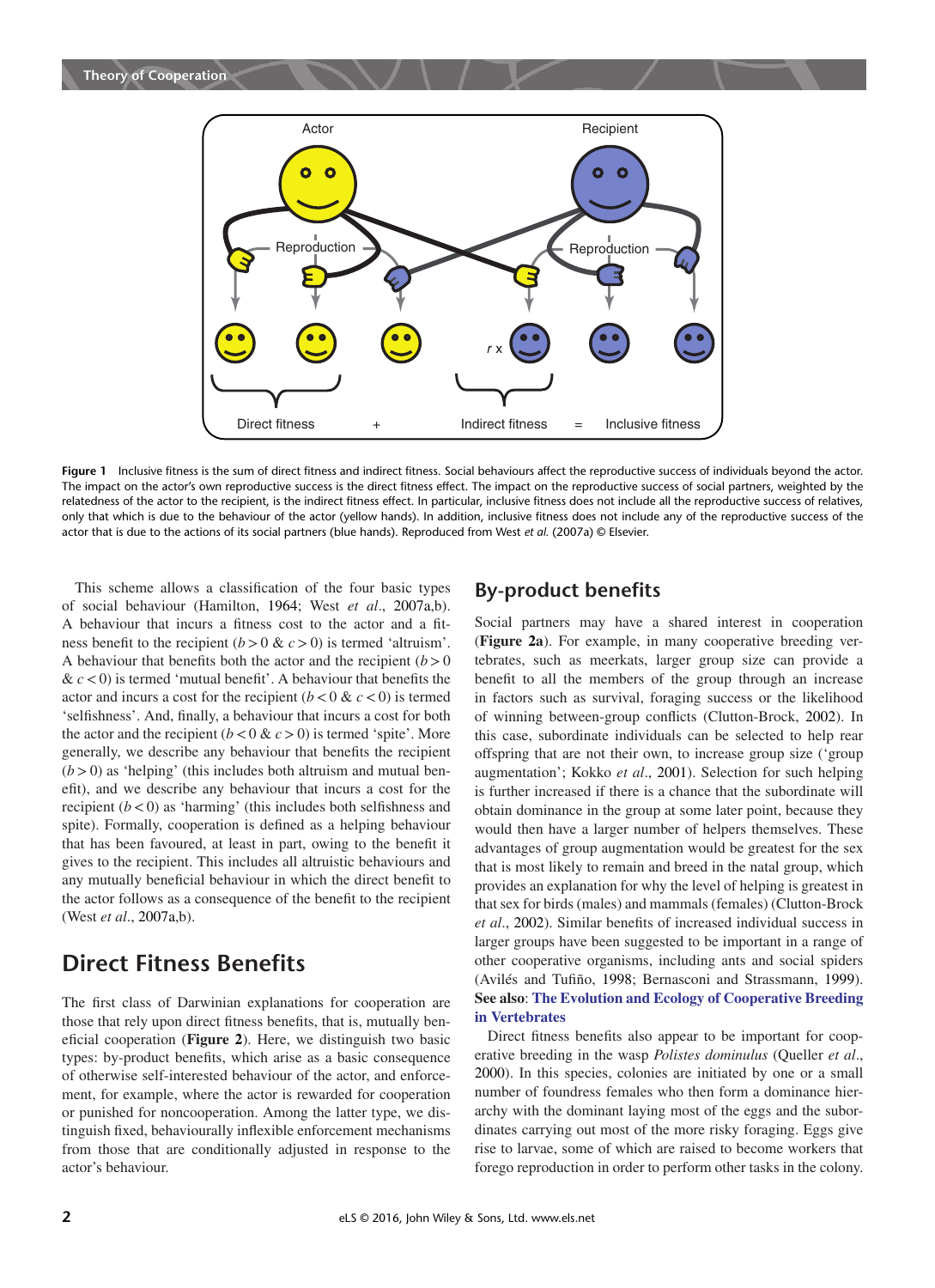Figure 1 Inclusive fitness is the sum of direct fitness and indirect fitness. Social behaviours affect the reproductive success of individuals beyond the actor. The impact on the actor's own reproductive success is the direct fitness effect. The impact on the reproductive success of social partners, weighted by the relatedness of the actor to the recipient, is the indirect fitness effect. In particular, inclusive fitness does not include all the reproductive success of relatives, only that which is due to the behaviour of the actor (yellow hands). In addition, inclusive fitness does not include any of the reproductive success of the actor that is due to the actions of its social partners (blue hands). Reproduced from West *et al.* (2007a) © Elsevier.

This scheme allows a classification of the four basic types of social behaviour (Hamilton, 1964; West *et al.*, 2007a,b). A behaviour that incurs a fitness cost to the actor and a fitness benefit to the recipient ($b > 0$ & $c > 0$) is termed 'altruism'. A behaviour that benefits both the actor and the recipient ($b > 0$ & $c < 0$) is termed 'mutual benefit'. A behaviour that benefits the actor and incurs a cost for the recipient ($b < 0$ & $c < 0$) is termed 'selfishness'. And, finally, a behaviour that incurs a cost for both the actor and the recipient ($b < 0$ & $c > 0$) is termed 'spite'. More generally, we describe any behaviour that benefits the recipient ($b > 0$) as 'helping' (this includes both altruism and mutual benefit), and we describe any behaviour that incurs a cost for the recipient ($b < 0$) as 'harming' (this includes both selfishness and spite). Formally, cooperation is defined as a helping behaviour that has been favoured, at least in part, owing to the benefit it gives to the recipient. This includes all altruistic behaviours and any mutually beneficial behaviour in which the direct benefit to the actor follows as a consequence of the benefit to the recipient (West *et al.*, 2007a,b).

# Direct Fitness Benefits

The first class of Darwinian explanations for cooperation are those that rely upon direct fitness benefits, that is, mutually beneficial cooperation (**Figure 2**). Here, we distinguish two basic types: by-product benefits, which arise as a basic consequence of otherwise self-interested behaviour of the actor, and enforcement, for example, where the actor is rewarded for cooperation or punished for noncooperation. Among the latter type, we distinguish fixed, behaviourally inflexible enforcement mechanisms from those that are conditionally adjusted in response to the actor's behaviour.

## By-product benefits

Social partners may have a shared interest in cooperation (**Figure 2a**). For example, in many cooperative breeding vertebrates, such as meerkats, larger group size can provide a benefit to all the members of the group through an increase in factors such as survival, foraging success or the likelihood of winning between-group conflicts (Clutton-Brock, 2002). In this case, subordinate individuals can be selected to help rear offspring that are not their own, to increase group size ('group augmentation'; Kokko *et al.*, 2001). Selection for such helping is further increased if there is a chance that the subordinate will obtain dominance in the group at some later point, because they would then have a larger number of helpers themselves. These advantages of group augmentation would be greatest for the sex that is most likely to remain and breed in the natal group, which provides an explanation for why the level of helping is greatest in that sex for birds (males) and mammals (females) (Clutton-Brock *et al.*, 2002). Similar benefits of increased individual success in larger groups have been suggested to be important in a range of other cooperative organisms, including ants and social spiders (Avilés and Tufiño, 1998; Bernasconi and Strassmann, 1999). **See also**: **The Evolution and Ecology of Cooperative Breeding in Vertebrates**

Direct fitness benefits also appear to be important for cooperative breeding in the wasp *Polistes dominulus* (Queller *et al.*, 2000). In this species, colonies are initiated by one or a small number of foundress females who then form a dominance hierarchy with the dominant laying most of the eggs and the subordinates carrying out most of the more risky foraging. Eggs give rise to larvae, some of which are raised to become workers that forego reproduction in order to perform other tasks in the colony.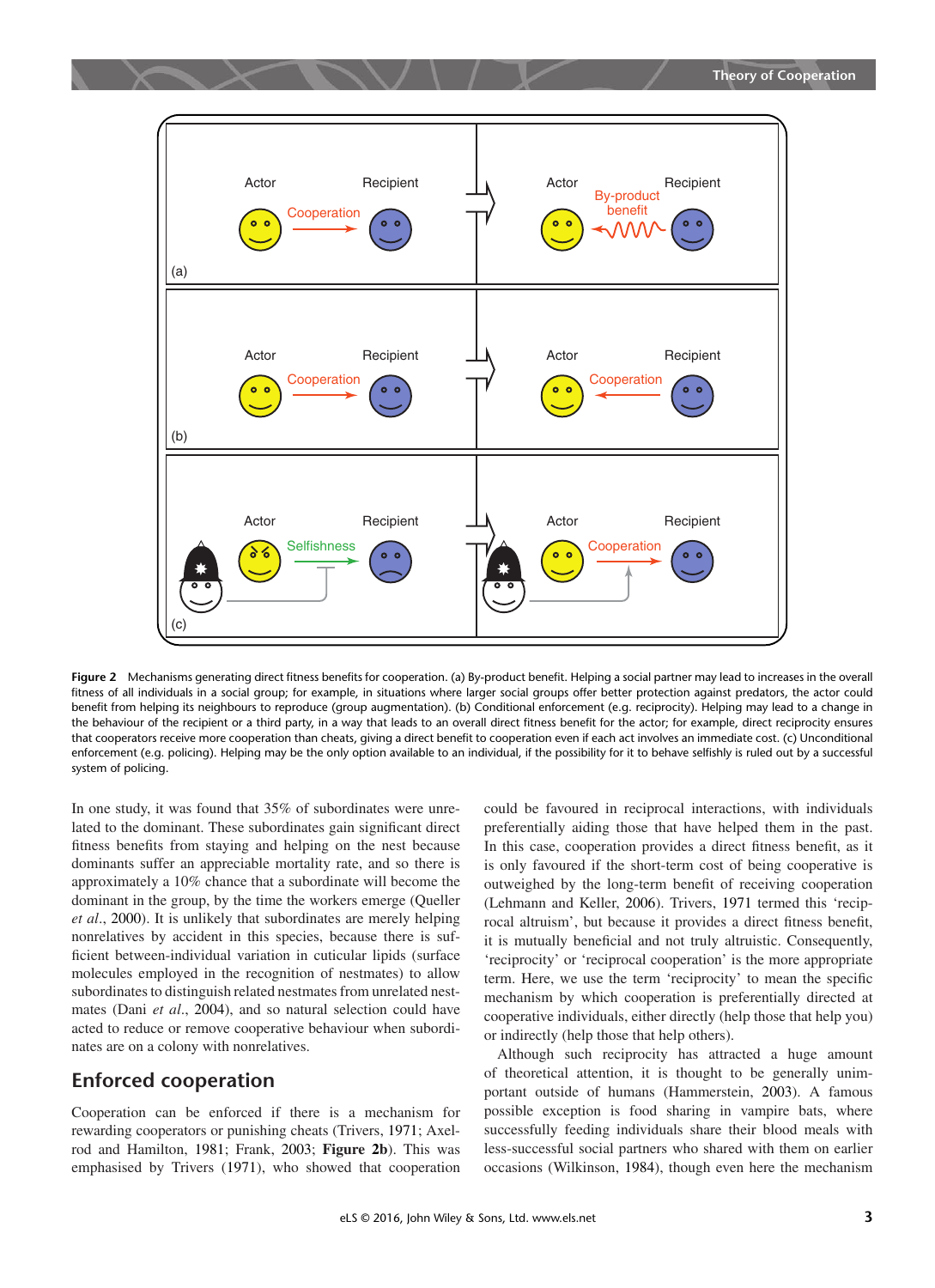**Figure 2** Mechanisms generating direct fitness benefits for cooperation. (a) By-product benefit. Helping a social partner may lead to increases in the overall fitness of all individuals in a social group; for example, in situations where larger social groups offer better protection against predators, the actor could benefit from helping its neighbours to reproduce (group augmentation). (b) Conditional enforcement (e.g. reciprocity). Helping may lead to a change in the behaviour of the recipient or a third party, in a way that leads to an overall direct fitness benefit for the actor; for example, direct reciprocity ensures that cooperators receive more cooperation than cheats, giving a direct benefit to cooperation even if each act involves an immediate cost. (c) Unconditional enforcement (e.g. policing). Helping may be the only option available to an individual, if the possibility for it to behave selfishly is ruled out by a successful system of policing.

In one study, it was found that 35% of subordinates were unrelated to the dominant. These subordinates gain significant direct fitness benefits from staying and helping on the nest because dominants suffer an appreciable mortality rate, and so there is approximately a 10% chance that a subordinate will become the dominant in the group, by the time the workers emerge (Queller *et al*., 2000). It is unlikely that subordinates are merely helping nonrelatives by accident in this species, because there is sufficient between-individual variation in cuticular lipids (surface molecules employed in the recognition of nestmates) to allow subordinates to distinguish related nestmates from unrelated nestmates (Dani *et al*., 2004), and so natural selection could have acted to reduce or remove cooperative behaviour when subordinates are on a colony with nonrelatives.

## Enforced cooperation

Cooperation can be enforced if there is a mechanism for rewarding cooperators or punishing cheats (Trivers, 1971; Axelrod and Hamilton, 1981; Frank, 2003; **Figure 2b**). This was emphasised by Trivers (1971), who showed that cooperation could be favoured in reciprocal interactions, with individuals preferentially aiding those that have helped them in the past. In this case, cooperation provides a direct fitness benefit, as it is only favoured if the short-term cost of being cooperative is outweighed by the long-term benefit of receiving cooperation (Lehmann and Keller, 2006). Trivers, 1971 termed this 'reciprocal altruism', but because it provides a direct fitness benefit, it is mutually beneficial and not truly altruistic. Consequently, 'reciprocity' or 'reciprocal cooperation' is the more appropriate term. Here, we use the term 'reciprocity' to mean the specific mechanism by which cooperation is preferentially directed at cooperative individuals, either directly (help those that help you) or indirectly (help those that help others).

Although such reciprocity has attracted a huge amount of theoretical attention, it is thought to be generally unimportant outside of humans (Hammerstein, 2003). A famous possible exception is food sharing in vampire bats, where successfully feeding individuals share their blood meals with less-successful social partners who shared with them on earlier occasions (Wilkinson, 1984), though even here the mechanism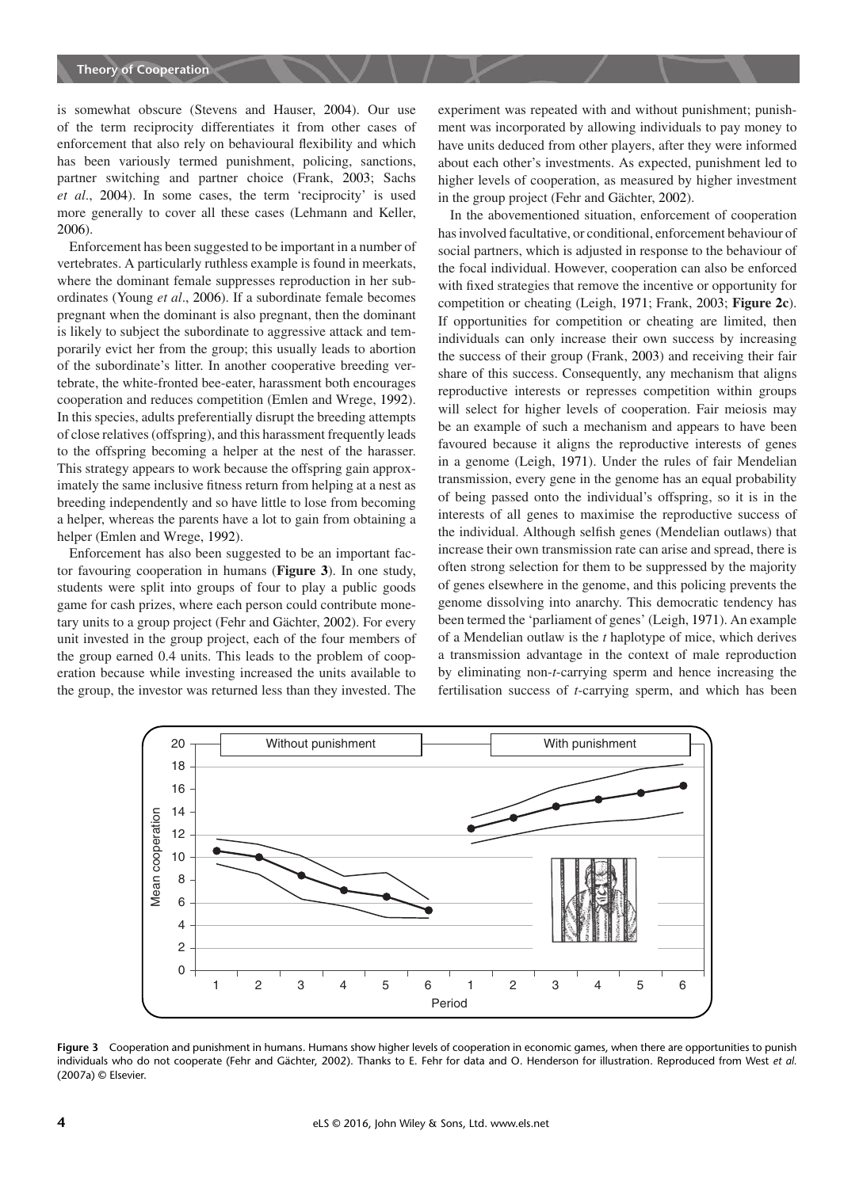is somewhat obscure (Stevens and Hauser, 2004). Our use of the term reciprocity differentiates it from other cases of enforcement that also rely on behavioural flexibility and which has been variously termed punishment, policing, sanctions, partner switching and partner choice (Frank, 2003; Sachs *et al*., 2004). In some cases, the term 'reciprocity' is used more generally to cover all these cases (Lehmann and Keller, 2006).

Enforcement has been suggested to be important in a number of vertebrates. A particularly ruthless example is found in meerkats, where the dominant female suppresses reproduction in her subordinates (Young *et al*., 2006). If a subordinate female becomes pregnant when the dominant is also pregnant, then the dominant is likely to subject the subordinate to aggressive attack and temporarily evict her from the group; this usually leads to abortion of the subordinate's litter. In another cooperative breeding vertebrate, the white-fronted bee-eater, harassment both encourages cooperation and reduces competition (Emlen and Wrege, 1992). In this species, adults preferentially disrupt the breeding attempts of close relatives (offspring), and this harassment frequently leads to the offspring becoming a helper at the nest of the harasser. This strategy appears to work because the offspring gain approximately the same inclusive fitness return from helping at a nest as breeding independently and so have little to lose from becoming a helper, whereas the parents have a lot to gain from obtaining a helper (Emlen and Wrege, 1992).

Enforcement has also been suggested to be an important factor favouring cooperation in humans (**Figure 3**). In one study, students were split into groups of four to play a public goods game for cash prizes, where each person could contribute monetary units to a group project (Fehr and Gächter, 2002). For every unit invested in the group project, each of the four members of the group earned 0.4 units. This leads to the problem of cooperation because while investing increased the units available to the group, the investor was returned less than they invested. The experiment was repeated with and without punishment; punishment was incorporated by allowing individuals to pay money to have units deduced from other players, after they were informed about each other's investments. As expected, punishment led to higher levels of cooperation, as measured by higher investment in the group project (Fehr and Gächter, 2002).

In the abovementioned situation, enforcement of cooperation has involved facultative, or conditional, enforcement behaviour of social partners, which is adjusted in response to the behaviour of the focal individual. However, cooperation can also be enforced with fixed strategies that remove the incentive or opportunity for competition or cheating (Leigh, 1971; Frank, 2003; **Figure 2c**). If opportunities for competition or cheating are limited, then individuals can only increase their own success by increasing the success of their group (Frank, 2003) and receiving their fair share of this success. Consequently, any mechanism that aligns reproductive interests or represses competition within groups will select for higher levels of cooperation. Fair meiosis may be an example of such a mechanism and appears to have been favoured because it aligns the reproductive interests of genes in a genome (Leigh, 1971). Under the rules of fair Mendelian transmission, every gene in the genome has an equal probability of being passed onto the individual's offspring, so it is in the interests of all genes to maximise the reproductive success of the individual. Although selfish genes (Mendelian outlaws) that increase their own transmission rate can arise and spread, there is often strong selection for them to be suppressed by the majority of genes elsewhere in the genome, and this policing prevents the genome dissolving into anarchy. This democratic tendency has been termed the 'parliament of genes' (Leigh, 1971). An example of a Mendelian outlaw is the *t* haplotype of mice, which derives a transmission advantage in the context of male reproduction by eliminating non-*t*-carrying sperm and hence increasing the fertilisation success of *t*-carrying sperm, and which has been

Without punishment
With punishment
Mean cooperation
0 2 4 6 8 10 12 14 16 18 20
Period
1 2 3 4 5 6 1 2 3 4 5 6

**Figure 3** Cooperation and punishment in humans. Humans show higher levels of cooperation in economic games, when there are opportunities to punish individuals who do not cooperate (Fehr and Gächter, 2002). Thanks to E. Fehr for data and O. Henderson for illustration. Reproduced from West *et al.* (2007a) © Elsevier.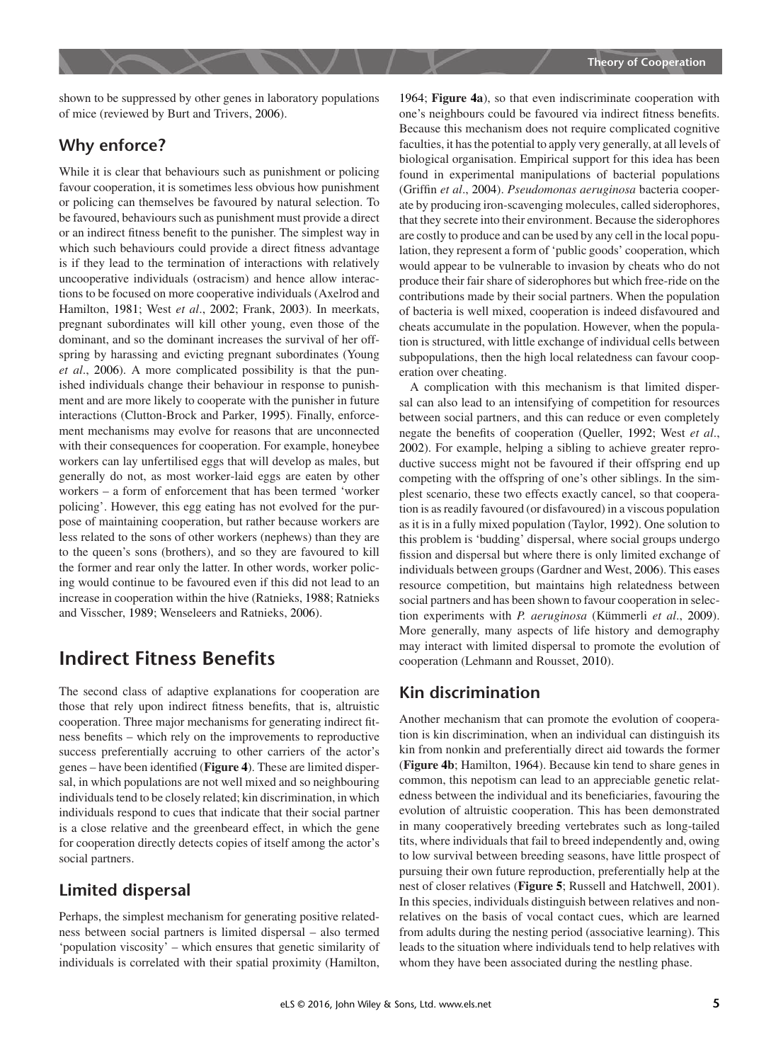shown to be suppressed by other genes in laboratory populations of mice (reviewed by Burt and Trivers, 2006).

### Why enforce?

While it is clear that behaviours such as punishment or policing favour cooperation, it is sometimes less obvious how punishment or policing can themselves be favoured by natural selection. To be favoured, behaviours such as punishment must provide a direct or an indirect fitness benefit to the punisher. The simplest way in which such behaviours could provide a direct fitness advantage is if they lead to the termination of interactions with relatively uncooperative individuals (ostracism) and hence allow interactions to be focused on more cooperative individuals (Axelrod and Hamilton, 1981; West *et al*., 2002; Frank, 2003). In meerkats, pregnant subordinates will kill other young, even those of the dominant, and so the dominant increases the survival of her offspring by harassing and evicting pregnant subordinates (Young *et al*., 2006). A more complicated possibility is that the punished individuals change their behaviour in response to punishment and are more likely to cooperate with the punisher in future interactions (Clutton-Brock and Parker, 1995). Finally, enforcement mechanisms may evolve for reasons that are unconnected with their consequences for cooperation. For example, honeybee workers can lay unfertilised eggs that will develop as males, but generally do not, as most worker-laid eggs are eaten by other workers – a form of enforcement that has been termed 'worker policing'. However, this egg eating has not evolved for the purpose of maintaining cooperation, but rather because workers are less related to the sons of other workers (nephews) than they are to the queen's sons (brothers), and so they are favoured to kill the former and rear only the latter. In other words, worker policing would continue to be favoured even if this did not lead to an increase in cooperation within the hive (Ratnieks, 1988; Ratnieks and Visscher, 1989; Wenseleers and Ratnieks, 2006).

## Indirect Fitness Benefits

The second class of adaptive explanations for cooperation are those that rely upon indirect fitness benefits, that is, altruistic cooperation. Three major mechanisms for generating indirect fitness benefits – which rely on the improvements to reproductive success preferentially accruing to other carriers of the actor's genes – have been identified (**Figure 4**). These are limited dispersal, in which populations are not well mixed and so neighbouring individuals tend to be closely related; kin discrimination, in which individuals respond to cues that indicate that their social partner is a close relative and the greenbeard effect, in which the gene for cooperation directly detects copies of itself among the actor's social partners.

### Limited dispersal

Perhaps, the simplest mechanism for generating positive relatedness between social partners is limited dispersal – also termed 'population viscosity' – which ensures that genetic similarity of individuals is correlated with their spatial proximity (Hamilton, 1964; **Figure 4a**), so that even indiscriminate cooperation with one's neighbours could be favoured via indirect fitness benefits. Because this mechanism does not require complicated cognitive faculties, it has the potential to apply very generally, at all levels of biological organisation. Empirical support for this idea has been found in experimental manipulations of bacterial populations (Griffin *et al*., 2004). *Pseudomonas aeruginosa* bacteria cooperate by producing iron-scavenging molecules, called siderophores, that they secrete into their environment. Because the siderophores are costly to produce and can be used by any cell in the local population, they represent a form of 'public goods' cooperation, which would appear to be vulnerable to invasion by cheats who do not produce their fair share of siderophores but which free-ride on the contributions made by their social partners. When the population of bacteria is well mixed, cooperation is indeed disfavoured and cheats accumulate in the population. However, when the population is structured, with little exchange of individual cells between subpopulations, then the high local relatedness can favour cooperation over cheating.

A complication with this mechanism is that limited dispersal can also lead to an intensifying of competition for resources between social partners, and this can reduce or even completely negate the benefits of cooperation (Queller, 1992; West *et al*., 2002). For example, helping a sibling to achieve greater reproductive success might not be favoured if their offspring end up competing with the offspring of one's other siblings. In the simplest scenario, these two effects exactly cancel, so that cooperation is as readily favoured (or disfavoured) in a viscous population as it is in a fully mixed population (Taylor, 1992). One solution to this problem is 'budding' dispersal, where social groups undergo fission and dispersal but where there is only limited exchange of individuals between groups (Gardner and West, 2006). This eases resource competition, but maintains high relatedness between social partners and has been shown to favour cooperation in selection experiments with *P. aeruginosa* (Kümmerli *et al*., 2009). More generally, many aspects of life history and demography may interact with limited dispersal to promote the evolution of cooperation (Lehmann and Rousset, 2010).

### Kin discrimination

Another mechanism that can promote the evolution of cooperation is kin discrimination, when an individual can distinguish its kin from nonkin and preferentially direct aid towards the former (**Figure 4b**; Hamilton, 1964). Because kin tend to share genes in common, this nepotism can lead to an appreciable genetic relatedness between the individual and its beneficiaries, favouring the evolution of altruistic cooperation. This has been demonstrated in many cooperatively breeding vertebrates such as long-tailed tits, where individuals that fail to breed independently and, owing to low survival between breeding seasons, have little prospect of pursuing their own future reproduction, preferentially help at the nest of closer relatives (**Figure 5**; Russell and Hatchwell, 2001). In this species, individuals distinguish between relatives and nonrelatives on the basis of vocal contact cues, which are learned from adults during the nesting period (associative learning). This leads to the situation where individuals tend to help relatives with whom they have been associated during the nestling phase.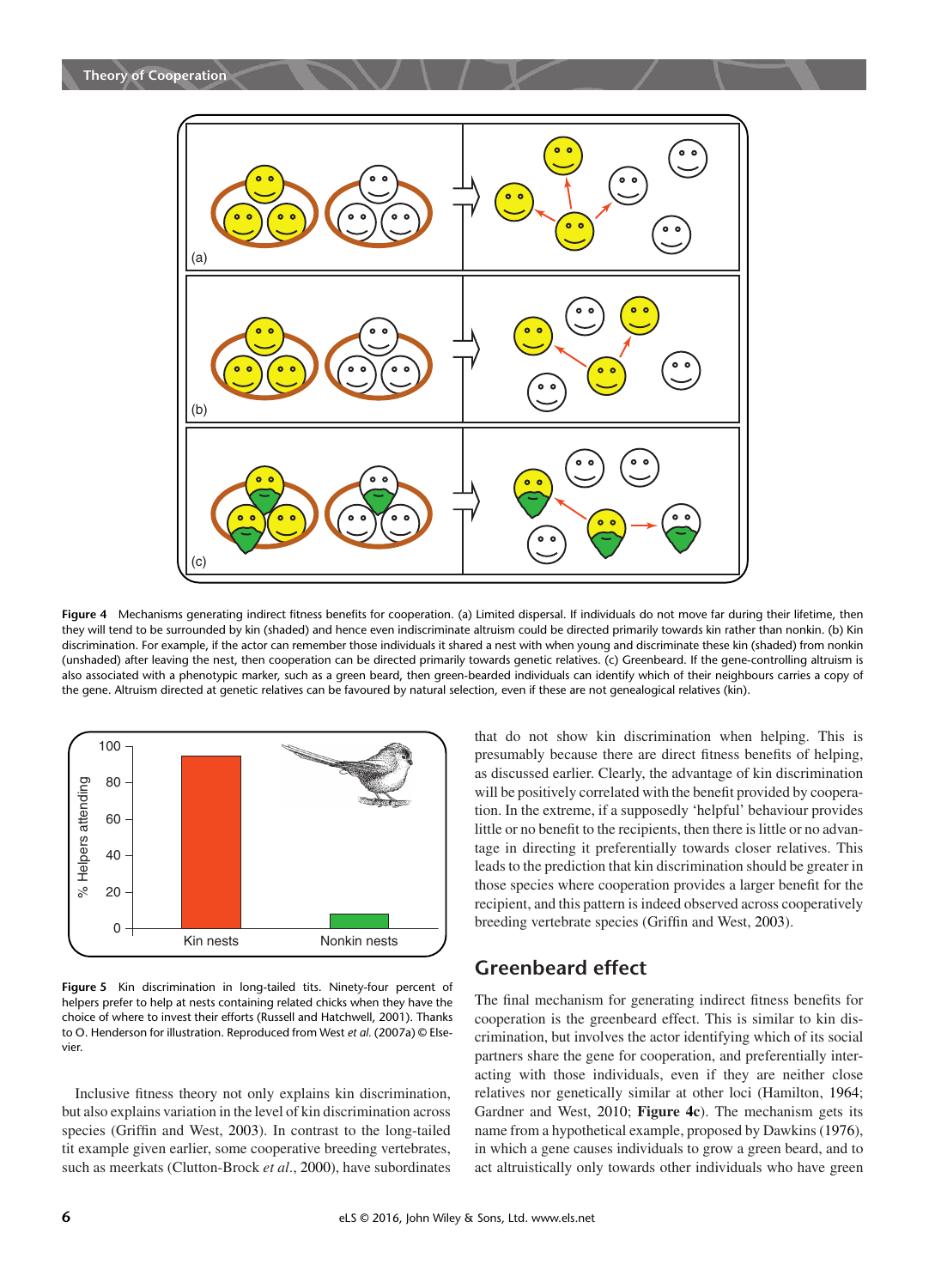(a)

(b)

(c)

Figure 4 Mechanisms generating indirect fitness benefits for cooperation. (a) Limited dispersal. If individuals do not move far during their lifetime, then they will tend to be surrounded by kin (shaded) and hence even indiscriminate altruism could be directed primarily towards kin rather than nonkin. (b) Kin discrimination. For example, if the actor can remember those individuals it shared a nest with when young and discriminate these kin (shaded) from nonkin (unshaded) after leaving the nest, then cooperation can be directed primarily towards genetic relatives. (c) Greenbeard. If the gene-controlling altruism is also associated with a phenotypic marker, such as a green beard, then green-bearded individuals can identify which of their neighbours carries a copy of the gene. Altruism directed at genetic relatives can be favoured by natural selection, even if these are not genealogical relatives (kin).

% Helpers attending

100

80

60

40

20

0

Kin nests

Nonkin nests

Figure 5 Kin discrimination in long-tailed tits. Ninety-four percent of helpers prefer to help at nests containing related chicks when they have the choice of where to invest their efforts (Russell and Hatchwell, 2001). Thanks to O. Henderson for illustration. Reproduced from West *et al.* (2007a) © Elsevier.

Inclusive fitness theory not only explains kin discrimination, but also explains variation in the level of kin discrimination across species (Griffin and West, 2003). In contrast to the long-tailed tit example given earlier, some cooperative breeding vertebrates, such as meerkats (Clutton-Brock *et al.*, 2000), have subordinates that do not show kin discrimination when helping. This is presumably because there are direct fitness benefits of helping, as discussed earlier. Clearly, the advantage of kin discrimination will be positively correlated with the benefit provided by cooperation. In the extreme, if a supposedly 'helpful' behaviour provides little or no benefit to the recipients, then there is little or no advantage in directing it preferentially towards closer relatives. This leads to the prediction that kin discrimination should be greater in those species where cooperation provides a larger benefit for the recipient, and this pattern is indeed observed across cooperatively breeding vertebrate species (Griffin and West, 2003).

## Greenbeard effect

The final mechanism for generating indirect fitness benefits for cooperation is the greenbeard effect. This is similar to kin discrimination, but involves the actor identifying which of its social partners share the gene for cooperation, and preferentially interacting with those individuals, even if they are neither close relatives nor genetically similar at other loci (Hamilton, 1964; Gardner and West, 2010; **Figure 4c**). The mechanism gets its name from a hypothetical example, proposed by Dawkins (1976), in which a gene causes individuals to grow a green beard, and to act altruistically only towards other individuals who have green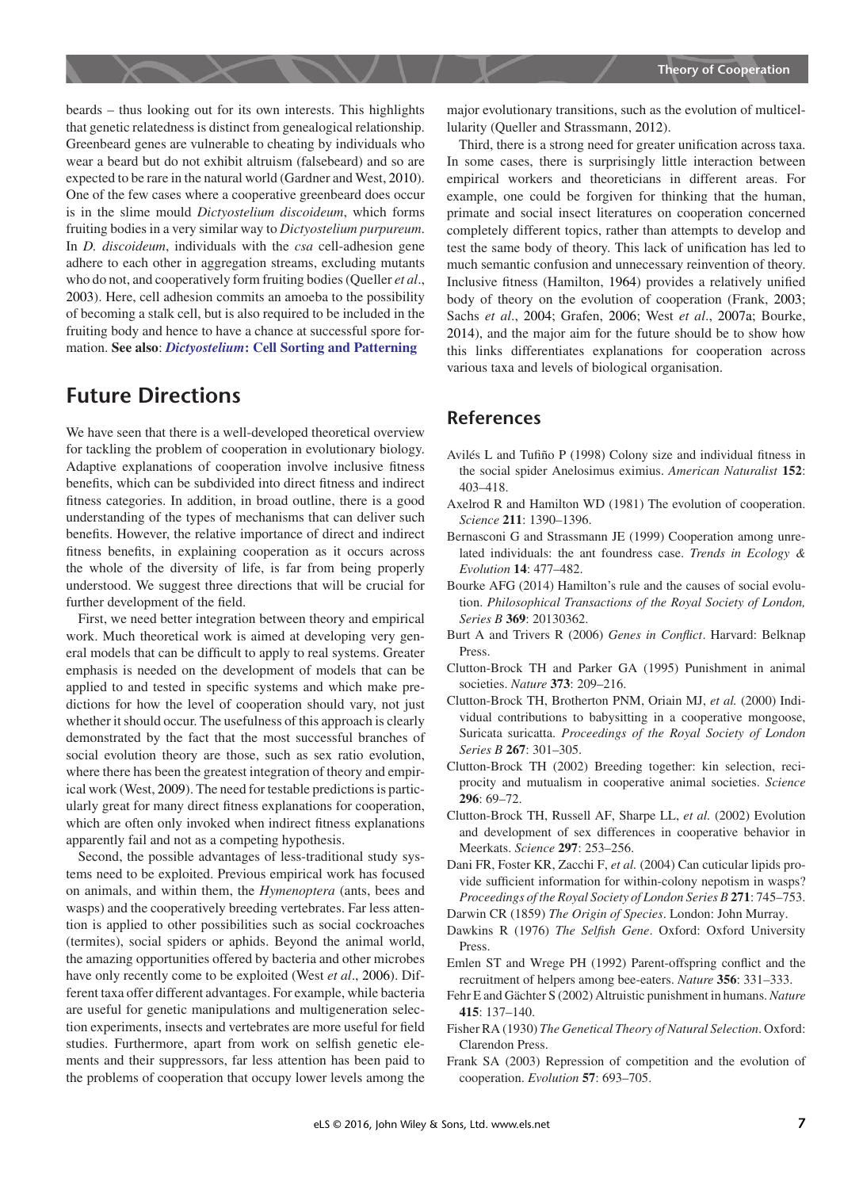beards – thus looking out for its own interests. This highlights that genetic relatedness is distinct from genealogical relationship. Greenbeard genes are vulnerable to cheating by individuals who wear a beard but do not exhibit altruism (falsebeard) and so are expected to be rare in the natural world (Gardner and West, 2010). One of the few cases where a cooperative greenbeard does occur is in the slime mould *Dictyostelium discoideum*, which forms fruiting bodies in a very similar way to *Dictyostelium purpureum*. In *D. discoideum*, individuals with the *csa* cell-adhesion gene adhere to each other in aggregation streams, excluding mutants who do not, and cooperatively form fruiting bodies (Queller *et al*., 2003). Here, cell adhesion commits an amoeba to the possibility of becoming a stalk cell, but is also required to be included in the fruiting body and hence to have a chance at successful spore formation. **See also**: ***Dictyostelium*: Cell Sorting and Patterning**

## Future Directions

We have seen that there is a well-developed theoretical overview for tackling the problem of cooperation in evolutionary biology. Adaptive explanations of cooperation involve inclusive fitness benefits, which can be subdivided into direct fitness and indirect fitness categories. In addition, in broad outline, there is a good understanding of the types of mechanisms that can deliver such benefits. However, the relative importance of direct and indirect fitness benefits, in explaining cooperation as it occurs across the whole of the diversity of life, is far from being properly understood. We suggest three directions that will be crucial for further development of the field.

First, we need better integration between theory and empirical work. Much theoretical work is aimed at developing very general models that can be difficult to apply to real systems. Greater emphasis is needed on the development of models that can be applied to and tested in specific systems and which make predictions for how the level of cooperation should vary, not just whether it should occur. The usefulness of this approach is clearly demonstrated by the fact that the most successful branches of social evolution theory are those, such as sex ratio evolution, where there has been the greatest integration of theory and empirical work (West, 2009). The need for testable predictions is particularly great for many direct fitness explanations for cooperation, which are often only invoked when indirect fitness explanations apparently fail and not as a competing hypothesis.

Second, the possible advantages of less-traditional study systems need to be exploited. Previous empirical work has focused on animals, and within them, the *Hymenoptera* (ants, bees and wasps) and the cooperatively breeding vertebrates. Far less attention is applied to other possibilities such as social cockroaches (termites), social spiders or aphids. Beyond the animal world, the amazing opportunities offered by bacteria and other microbes have only recently come to be exploited (West *et al*., 2006). Different taxa offer different advantages. For example, while bacteria are useful for genetic manipulations and multigeneration selection experiments, insects and vertebrates are more useful for field studies. Furthermore, apart from work on selfish genetic elements and their suppressors, far less attention has been paid to the problems of cooperation that occupy lower levels among the major evolutionary transitions, such as the evolution of multicellularity (Queller and Strassmann, 2012).

Third, there is a strong need for greater unification across taxa. In some cases, there is surprisingly little interaction between empirical workers and theoreticians in different areas. For example, one could be forgiven for thinking that the human, primate and social insect literatures on cooperation concerned completely different topics, rather than attempts to develop and test the same body of theory. This lack of unification has led to much semantic confusion and unnecessary reinvention of theory. Inclusive fitness (Hamilton, 1964) provides a relatively unified body of theory on the evolution of cooperation (Frank, 2003; Sachs *et al*., 2004; Grafen, 2006; West *et al*., 2007a; Bourke, 2014), and the major aim for the future should be to show how this links differentiates explanations for cooperation across various taxa and levels of biological organisation.

## References

Avilés L and Tufiño P (1998) Colony size and individual fitness in the social spider Anelosimus eximius. *American Naturalist* **152**: 403–418.

Axelrod R and Hamilton WD (1981) The evolution of cooperation. *Science* **211**: 1390–1396.

Bernasconi G and Strassmann JE (1999) Cooperation among unrelated individuals: the ant foundress case. *Trends in Ecology & Evolution* **14**: 477–482.

Bourke AFG (2014) Hamilton's rule and the causes of social evolution. *Philosophical Transactions of the Royal Society of London, Series B* **369**: 20130362.

Burt A and Trivers R (2006) *Genes in Conflict*. Harvard: Belknap Press.

Clutton-Brock TH and Parker GA (1995) Punishment in animal societies. *Nature* **373**: 209–216.

Clutton-Brock TH, Brotherton PNM, Oriain MJ, *et al.* (2000) Individual contributions to babysitting in a cooperative mongoose, Suricata suricatta. *Proceedings of the Royal Society of London Series B* **267**: 301–305.

Clutton-Brock TH (2002) Breeding together: kin selection, reciprocity and mutualism in cooperative animal societies. *Science* **296**: 69–72.

Clutton-Brock TH, Russell AF, Sharpe LL, *et al.* (2002) Evolution and development of sex differences in cooperative behavior in Meerkats. *Science* **297**: 253–256.

Dani FR, Foster KR, Zacchi F, *et al.* (2004) Can cuticular lipids provide sufficient information for within-colony nepotism in wasps? *Proceedings of the Royal Society of London Series B* **271**: 745–753.

Darwin CR (1859) *The Origin of Species*. London: John Murray.

Dawkins R (1976) *The Selfish Gene*. Oxford: Oxford University Press.

Emlen ST and Wrege PH (1992) Parent-offspring conflict and the recruitment of helpers among bee-eaters. *Nature* **356**: 331–333.

Fehr E and Gächter S (2002) Altruistic punishment in humans. *Nature* **415**: 137–140.

Fisher RA (1930) *The Genetical Theory of Natural Selection*. Oxford: Clarendon Press.

Frank SA (2003) Repression of competition and the evolution of cooperation. *Evolution* **57**: 693–705.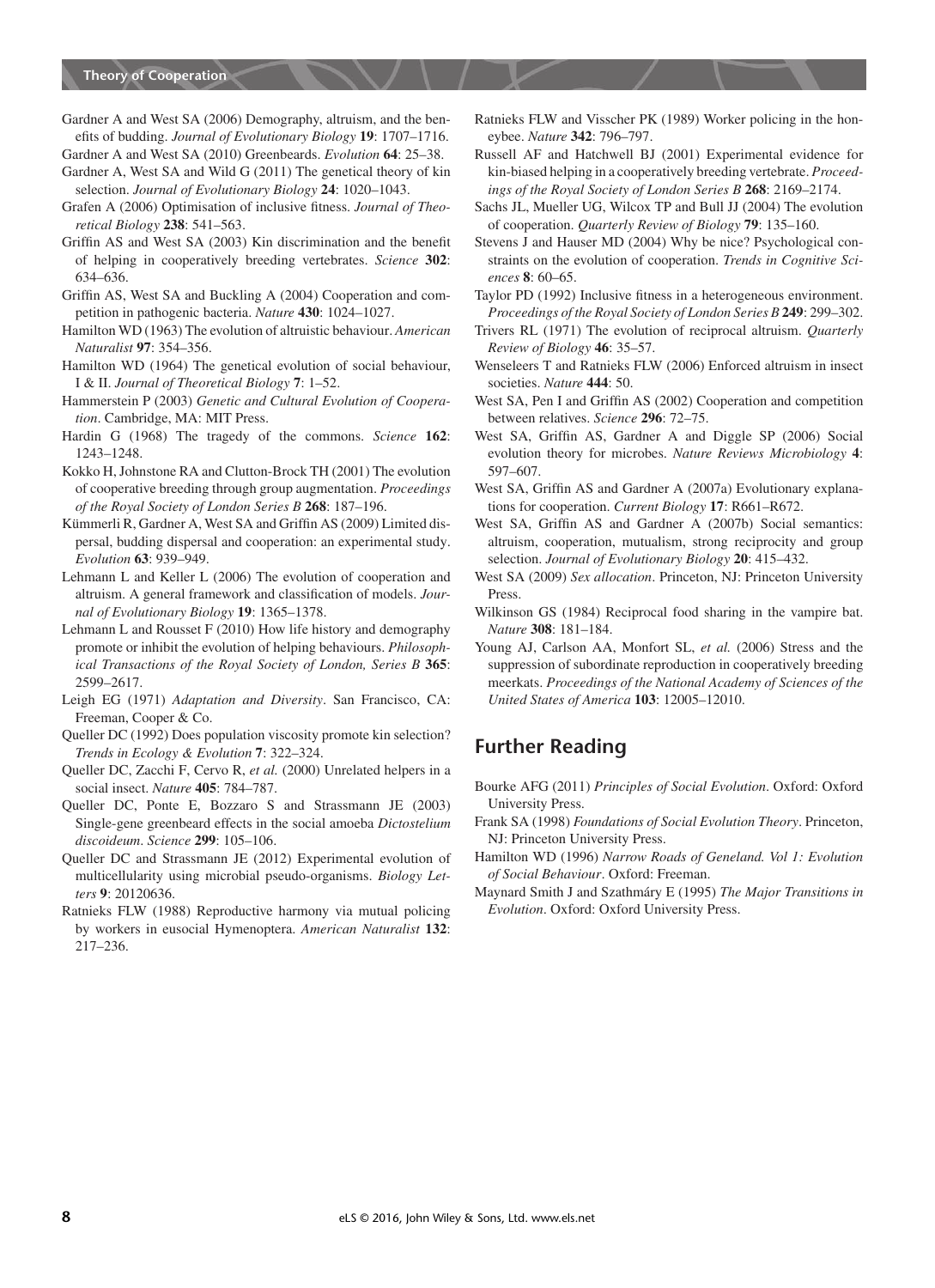Gardner A and West SA (2006) Demography, altruism, and the benefits of budding. *Journal of Evolutionary Biology* **19**: 1707–1716.

Gardner A and West SA (2010) Greenbeards. *Evolution* **64**: 25–38.

Gardner A, West SA and Wild G (2011) The genetical theory of kin selection. *Journal of Evolutionary Biology* **24**: 1020–1043.

Grafen A (2006) Optimisation of inclusive fitness. *Journal of Theoretical Biology* **238**: 541–563.

Griffin AS and West SA (2003) Kin discrimination and the benefit of helping in cooperatively breeding vertebrates. *Science* **302**: 634–636.

Griffin AS, West SA and Buckling A (2004) Cooperation and competition in pathogenic bacteria. *Nature* **430**: 1024–1027.

Hamilton WD (1963) The evolution of altruistic behaviour. *American Naturalist* **97**: 354–356.

Hamilton WD (1964) The genetical evolution of social behaviour, I & II. *Journal of Theoretical Biology* **7**: 1–52.

Hammerstein P (2003) *Genetic and Cultural Evolution of Cooperation*. Cambridge, MA: MIT Press.

Hardin G (1968) The tragedy of the commons. *Science* **162**: 1243–1248.

Kokko H, Johnstone RA and Clutton-Brock TH (2001) The evolution of cooperative breeding through group augmentation. *Proceedings of the Royal Society of London Series B* **268**: 187–196.

Kümmerli R, Gardner A, West SA and Griffin AS (2009) Limited dispersal, budding dispersal and cooperation: an experimental study. *Evolution* **63**: 939–949.

Lehmann L and Keller L (2006) The evolution of cooperation and altruism. A general framework and classification of models. *Journal of Evolutionary Biology* **19**: 1365–1378.

Lehmann L and Rousset F (2010) How life history and demography promote or inhibit the evolution of helping behaviours. *Philosophical Transactions of the Royal Society of London, Series B* **365**: 2599–2617.

Leigh EG (1971) *Adaptation and Diversity*. San Francisco, CA: Freeman, Cooper & Co.

Queller DC (1992) Does population viscosity promote kin selection? *Trends in Ecology & Evolution* **7**: 322–324.

Queller DC, Zacchi F, Cervo R, *et al.* (2000) Unrelated helpers in a social insect. *Nature* **405**: 784–787.

Queller DC, Ponte E, Bozzaro S and Strassmann JE (2003) Single-gene greenbeard effects in the social amoeba *Dictostelium discoideum*. *Science* **299**: 105–106.

Queller DC and Strassmann JE (2012) Experimental evolution of multicellularity using microbial pseudo-organisms. *Biology Letters* **9**: 20120636.

Ratnieks FLW (1988) Reproductive harmony via mutual policing by workers in eusocial Hymenoptera. *American Naturalist* **132**: 217–236.

Ratnieks FLW and Visscher PK (1989) Worker policing in the honeybee. *Nature* **342**: 796–797.

Russell AF and Hatchwell BJ (2001) Experimental evidence for kin-biased helping in a cooperatively breeding vertebrate. *Proceedings of the Royal Society of London Series B* **268**: 2169–2174.

Sachs JL, Mueller UG, Wilcox TP and Bull JJ (2004) The evolution of cooperation. *Quarterly Review of Biology* **79**: 135–160.

Stevens J and Hauser MD (2004) Why be nice? Psychological constraints on the evolution of cooperation. *Trends in Cognitive Sciences* **8**: 60–65.

Taylor PD (1992) Inclusive fitness in a heterogeneous environment. *Proceedings of the Royal Society of London Series B* **249**: 299–302.

Trivers RL (1971) The evolution of reciprocal altruism. *Quarterly Review of Biology* **46**: 35–57.

Wenseleers T and Ratnieks FLW (2006) Enforced altruism in insect societies. *Nature* **444**: 50.

West SA, Pen I and Griffin AS (2002) Cooperation and competition between relatives. *Science* **296**: 72–75.

West SA, Griffin AS, Gardner A and Diggle SP (2006) Social evolution theory for microbes. *Nature Reviews Microbiology* **4**: 597–607.

West SA, Griffin AS and Gardner A (2007a) Evolutionary explanations for cooperation. *Current Biology* **17**: R661–R672.

West SA, Griffin AS and Gardner A (2007b) Social semantics: altruism, cooperation, mutualism, strong reciprocity and group selection. *Journal of Evolutionary Biology* **20**: 415–432.

West SA (2009) *Sex allocation*. Princeton, NJ: Princeton University Press.

Wilkinson GS (1984) Reciprocal food sharing in the vampire bat. *Nature* **308**: 181–184.

Young AJ, Carlson AA, Monfort SL, *et al.* (2006) Stress and the suppression of subordinate reproduction in cooperatively breeding meerkats. *Proceedings of the National Academy of Sciences of the United States of America* **103**: 12005–12010.

## Further Reading

Bourke AFG (2011) *Principles of Social Evolution*. Oxford: Oxford University Press.

Frank SA (1998) *Foundations of Social Evolution Theory*. Princeton, NJ: Princeton University Press.

Hamilton WD (1996) *Narrow Roads of Geneland. Vol 1: Evolution of Social Behaviour*. Oxford: Freeman.

Maynard Smith J and Szathmáry E (1995) *The Major Transitions in Evolution*. Oxford: Oxford University Press.